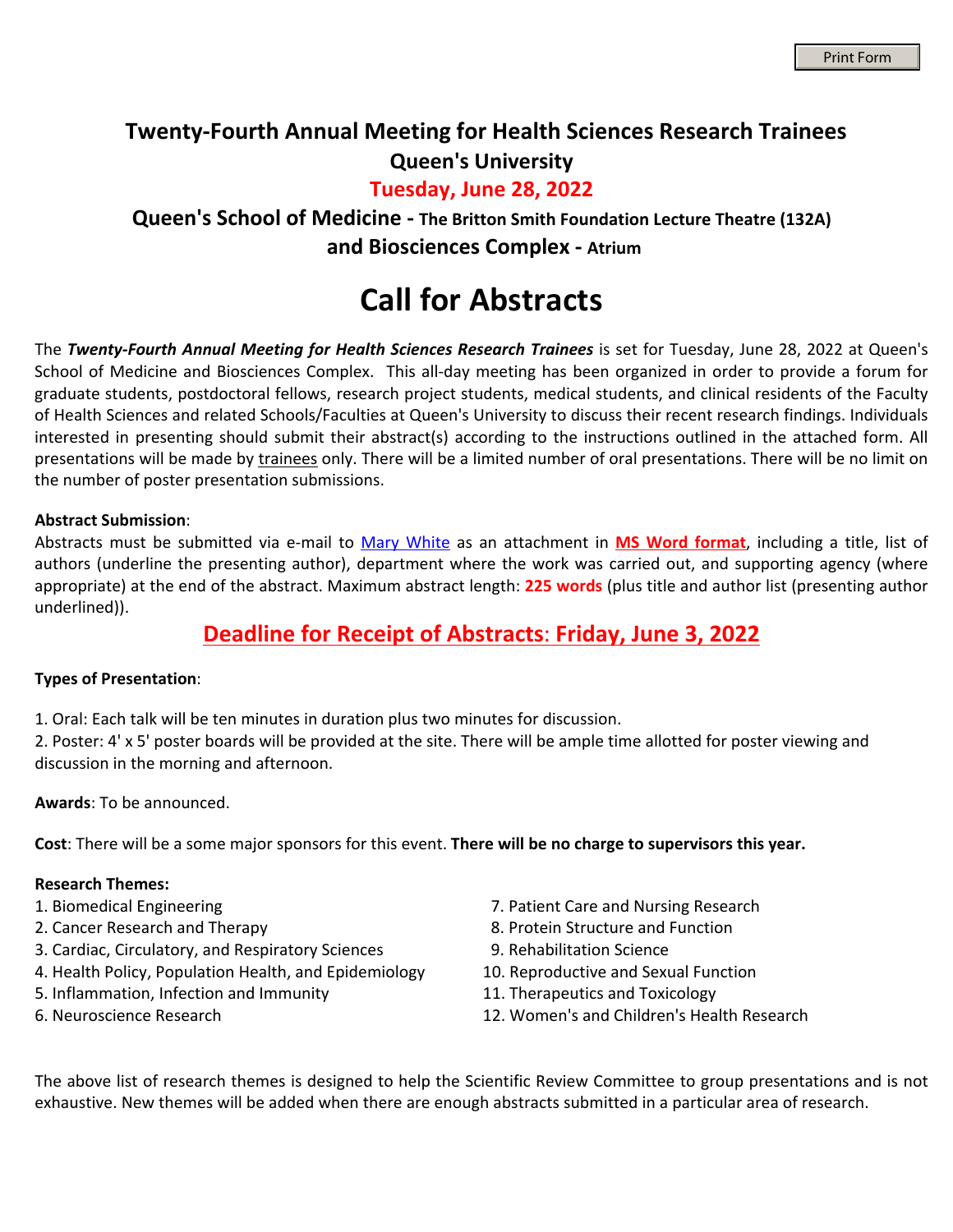Print Form

# Twenty-Fourth Annual Meeting for Health Sciences Research Trainees

## Queen's University

## Tuesday, June 28, 2022

## Queen's School of Medicine - The Britton Smith Foundation Lecture Theatre (132A) and Biosciences Complex - Atrium

# Call for Abstracts

The ***Twenty-Fourth Annual Meeting for Health Sciences Research Trainees*** is set for Tuesday, June 28, 2022 at Queen's School of Medicine and Biosciences Complex. This all-day meeting has been organized in order to provide a forum for graduate students, postdoctoral fellows, research project students, medical students, and clinical residents of the Faculty of Health Sciences and related Schools/Faculties at Queen's University to discuss their recent research findings. Individuals interested in presenting should submit their abstract(s) according to the instructions outlined in the attached form. All presentations will be made by trainees only. There will be a limited number of oral presentations. There will be no limit on the number of poster presentation submissions.

**Abstract Submission**:
Abstracts must be submitted via e-mail to Mary White as an attachment in **MS Word format**, including a title, list of authors (underline the presenting author), department where the work was carried out, and supporting agency (where appropriate) at the end of the abstract. Maximum abstract length: **225 words** (plus title and author list (presenting author underlined)).

## Deadline for Receipt of Abstracts: Friday, June 3, 2022

**Types of Presentation**:

1. Oral: Each talk will be ten minutes in duration plus two minutes for discussion.
2. Poster: 4' x 5' poster boards will be provided at the site. There will be ample time allotted for poster viewing and discussion in the morning and afternoon.

**Awards**: To be announced.

**Cost**: There will be a some major sponsors for this event. **There will be no charge to supervisors this year.**

**Research Themes:**

1. Biomedical Engineering
2. Cancer Research and Therapy
3. Cardiac, Circulatory, and Respiratory Sciences
4. Health Policy, Population Health, and Epidemiology
5. Inflammation, Infection and Immunity
6. Neuroscience Research
7. Patient Care and Nursing Research
8. Protein Structure and Function
9. Rehabilitation Science
10. Reproductive and Sexual Function
11. Therapeutics and Toxicology
12. Women's and Children's Health Research

The above list of research themes is designed to help the Scientific Review Committee to group presentations and is not exhaustive. New themes will be added when there are enough abstracts submitted in a particular area of research.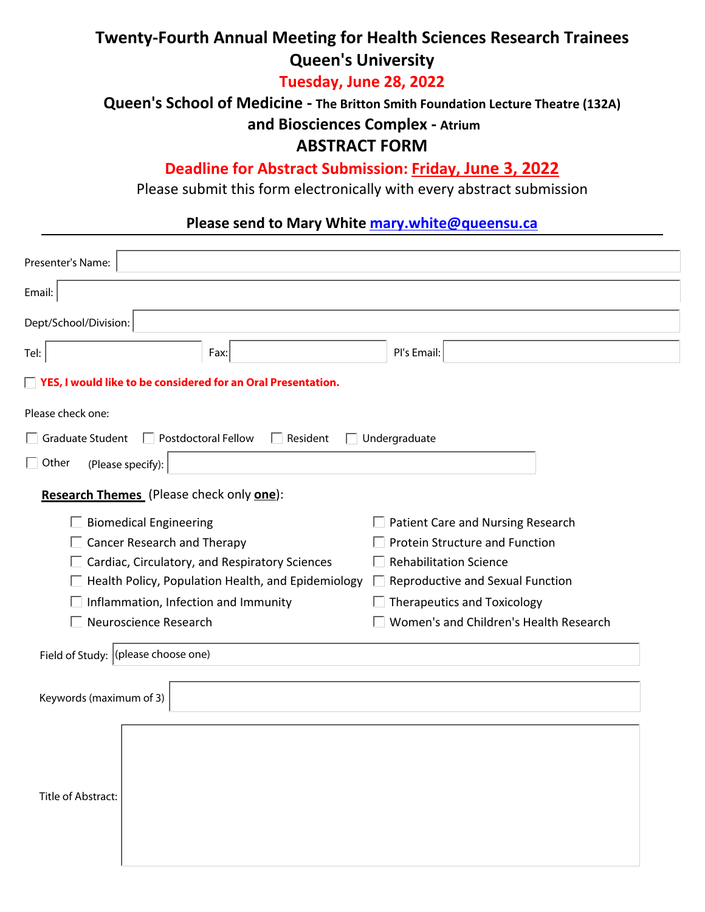# Twenty-Fourth Annual Meeting for Health Sciences Research Trainees

## Queen's University

**Tuesday, June 28, 2022**

**Queen's School of Medicine - The Britton Smith Foundation Lecture Theatre (132A)**

**and Biosciences Complex - Atrium**

## ABSTRACT FORM

**Deadline for Abstract Submission: Friday, June 3, 2022**

Please submit this form electronically with every abstract submission

**Please send to Mary White mary.white@queensu.ca**

---

Presenter's Name:

Email:

Dept/School/Division:

Tel: Fax: PI's Email:

☐ **YES, I would like to be considered for an Oral Presentation.**

Please check one:

☐ Graduate Student ☐ Postdoctoral Fellow ☐ Resident ☐ Undergraduate

☐ Other (Please specify):

**Research Themes** (Please check only **one**):

☐ Biomedical Engineering
☐ Cancer Research and Therapy
☐ Cardiac, Circulatory, and Respiratory Sciences
☐ Health Policy, Population Health, and Epidemiology
☐ Inflammation, Infection and Immunity
☐ Neuroscience Research
☐ Patient Care and Nursing Research
☐ Protein Structure and Function
☐ Rehabilitation Science
☐ Reproductive and Sexual Function
☐ Therapeutics and Toxicology
☐ Women's and Children's Health Research

Field of Study: (please choose one)

Keywords (maximum of 3)

Title of Abstract: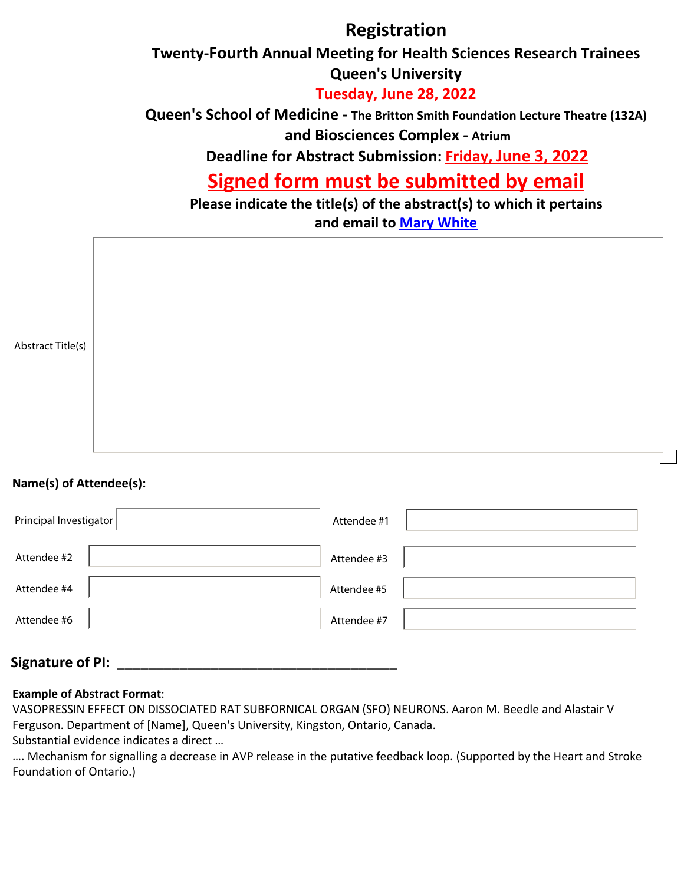# Registration

## Twenty-Fourth Annual Meeting for Health Sciences Research Trainees

## Queen's University

**Tuesday, June 28, 2022**

**Queen's School of Medicine - The Britton Smith Foundation Lecture Theatre (132A)**

**and Biosciences Complex - Atrium**

**Deadline for Abstract Submission: Friday, June 3, 2022**

## Signed form must be submitted by email

**Please indicate the title(s) of the abstract(s) to which it pertains and email to Mary White**

Abstract Title(s)

**Name(s) of Attendee(s):**

| | | | |
|---|---|---|---|
| Principal Investigator | | Attendee #1 | |
| Attendee #2 | | Attendee #3 | |
| Attendee #4 | | Attendee #5 | |
| Attendee #6 | | Attendee #7 | |

**Signature of PI: ___________________________________**

**Example of Abstract Format**:
VASOPRESSIN EFFECT ON DISSOCIATED RAT SUBFORNICAL ORGAN (SFO) NEURONS. Aaron M. Beedle and Alastair V Ferguson. Department of [Name], Queen's University, Kingston, Ontario, Canada.
Substantial evidence indicates a direct …
…. Mechanism for signalling a decrease in AVP release in the putative feedback loop. (Supported by the Heart and Stroke Foundation of Ontario.)